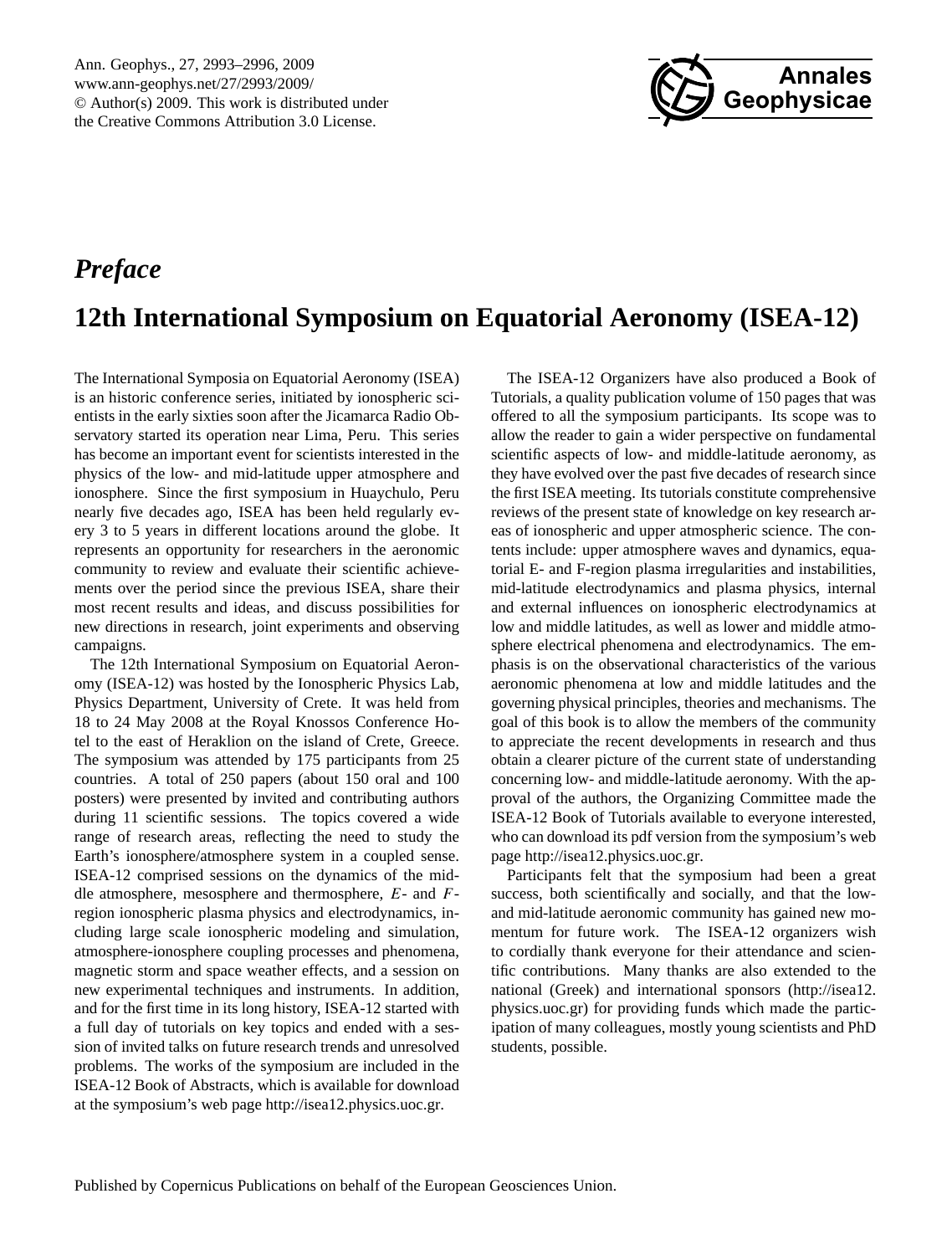# *Preface*

# 12th International Symposium on Equatorial Aeronomy (ISEA-12)

The International Symposia on Equatorial Aeronomy (ISEA) is an historic conference series, initiated by ionospheric scientists in the early sixties soon after the Jicamarca Radio Observatory started its operation near Lima, Peru. This series has become an important event for scientists interested in the physics of the low- and mid-latitude upper atmosphere and ionosphere. Since the first symposium in Huaychulo, Peru nearly five decades ago, ISEA has been held regularly every 3 to 5 years in different locations around the globe. It represents an opportunity for researchers in the aeronomic community to review and evaluate their scientific achievements over the period since the previous ISEA, share their most recent results and ideas, and discuss possibilities for new directions in research, joint experiments and observing campaigns.

The 12th International Symposium on Equatorial Aeronomy (ISEA-12) was hosted by the Ionospheric Physics Lab, Physics Department, University of Crete. It was held from 18 to 24 May 2008 at the Royal Knossos Conference Hotel to the east of Heraklion on the island of Crete, Greece. The symposium was attended by 175 participants from 25 countries. A total of 250 papers (about 150 oral and 100 posters) were presented by invited and contributing authors during 11 scientific sessions. The topics covered a wide range of research areas, reflecting the need to study the Earth's ionosphere/atmosphere system in a coupled sense. ISEA-12 comprised sessions on the dynamics of the middle atmosphere, mesosphere and thermosphere, $E$- and $F$-region ionospheric plasma physics and electrodynamics, including large scale ionospheric modeling and simulation, atmosphere-ionosphere coupling processes and phenomena, magnetic storm and space weather effects, and a session on new experimental techniques and instruments. In addition, and for the first time in its long history, ISEA-12 started with a full day of tutorials on key topics and ended with a session of invited talks on future research trends and unresolved problems. The works of the symposium are included in the ISEA-12 Book of Abstracts, which is available for download at the symposium's web page http://isea12.physics.uoc.gr.

The ISEA-12 Organizers have also produced a Book of Tutorials, a quality publication volume of 150 pages that was offered to all the symposium participants. Its scope was to allow the reader to gain a wider perspective on fundamental scientific aspects of low- and middle-latitude aeronomy, as they have evolved over the past five decades of research since the first ISEA meeting. Its tutorials constitute comprehensive reviews of the present state of knowledge on key research areas of ionospheric and upper atmospheric science. The contents include: upper atmosphere waves and dynamics, equatorial E- and F-region plasma irregularities and instabilities, mid-latitude electrodynamics and plasma physics, internal and external influences on ionospheric electrodynamics at low and middle latitudes, as well as lower and middle atmosphere electrical phenomena and electrodynamics. The emphasis is on the observational characteristics of the various aeronomic phenomena at low and middle latitudes and the governing physical principles, theories and mechanisms. The goal of this book is to allow the members of the community to appreciate the recent developments in research and thus obtain a clearer picture of the current state of understanding concerning low- and middle-latitude aeronomy. With the approval of the authors, the Organizing Committee made the ISEA-12 Book of Tutorials available to everyone interested, who can download its pdf version from the symposium's web page http://isea12.physics.uoc.gr.

Participants felt that the symposium had been a great success, both scientifically and socially, and that the low- and mid-latitude aeronomic community has gained new momentum for future work. The ISEA-12 organizers wish to cordially thank everyone for their attendance and scientific contributions. Many thanks are also extended to the national (Greek) and international sponsors (http://isea12.physics.uoc.gr) for providing funds which made the participation of many colleagues, mostly young scientists and PhD students, possible.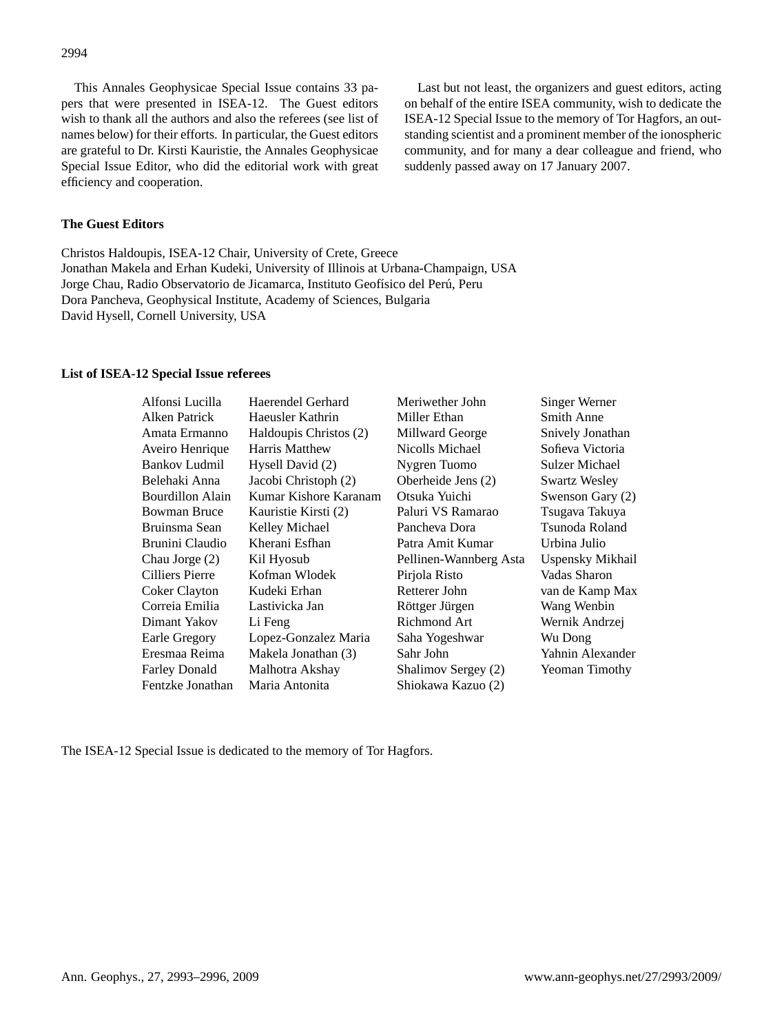This Annales Geophysicae Special Issue contains 33 papers that were presented in ISEA-12. The Guest editors wish to thank all the authors and also the referees (see list of names below) for their efforts. In particular, the Guest editors are grateful to Dr. Kirsti Kauristie, the Annales Geophysicae Special Issue Editor, who did the editorial work with great efficiency and cooperation.

Last but not least, the organizers and guest editors, acting on behalf of the entire ISEA community, wish to dedicate the ISEA-12 Special Issue to the memory of Tor Hagfors, an outstanding scientist and a prominent member of the ionospheric community, and for many a dear colleague and friend, who suddenly passed away on 17 January 2007.

**The Guest Editors**

Christos Haldoupis, ISEA-12 Chair, University of Crete, Greece
Jonathan Makela and Erhan Kudeki, University of Illinois at Urbana-Champaign, USA
Jorge Chau, Radio Observatorio de Jicamarca, Instituto Geofísico del Perú, Peru
Dora Pancheva, Geophysical Institute, Academy of Sciences, Bulgaria
David Hysell, Cornell University, USA

**List of ISEA-12 Special Issue referees**

| | | | |
|---|---|---|---|
| Alfonsi Lucilla | Haerendel Gerhard | Meriwether John | Singer Werner |
| Alken Patrick | Haeusler Kathrin | Miller Ethan | Smith Anne |
| Amata Ermanno | Haldoupis Christos (2) | Millward George | Snively Jonathan |
| Aveiro Henrique | Harris Matthew | Nicolls Michael | Sofieva Victoria |
| Bankov Ludmil | Hysell David (2) | Nygren Tuomo | Sulzer Michael |
| Belehaki Anna | Jacobi Christoph (2) | Oberheide Jens (2) | Swartz Wesley |
| Bourdillon Alain | Kumar Kishore Karanam | Otsuka Yuichi | Swenson Gary (2) |
| Bowman Bruce | Kauristie Kirsti (2) | Paluri VS Ramarao | Tsugava Takuya |
| Bruinsma Sean | Kelley Michael | Pancheva Dora | Tsunoda Roland |
| Brunini Claudio | Kherani Esfhan | Patra Amit Kumar | Urbina Julio |
| Chau Jorge (2) | Kil Hyosub | Pellinen-Wannberg Asta | Uspensky Mikhail |
| Cilliers Pierre | Kofman Wlodek | Pirjola Risto | Vadas Sharon |
| Coker Clayton | Kudeki Erhan | Retterer John | van de Kamp Max |
| Correia Emilia | Lastivicka Jan | Röttger Jürgen | Wang Wenbin |
| Dimant Yakov | Li Feng | Richmond Art | Wernik Andrzej |
| Earle Gregory | Lopez-Gonzalez Maria | Saha Yogeshwar | Wu Dong |
| Eresmaa Reima | Makela Jonathan (3) | Sahr John | Yahnin Alexander |
| Farley Donald | Malhotra Akshay | Shalimov Sergey (2) | Yeoman Timothy |
| Fentzke Jonathan | Maria Antonita | Shiokawa Kazuo (2) | |

The ISEA-12 Special Issue is dedicated to the memory of Tor Hagfors.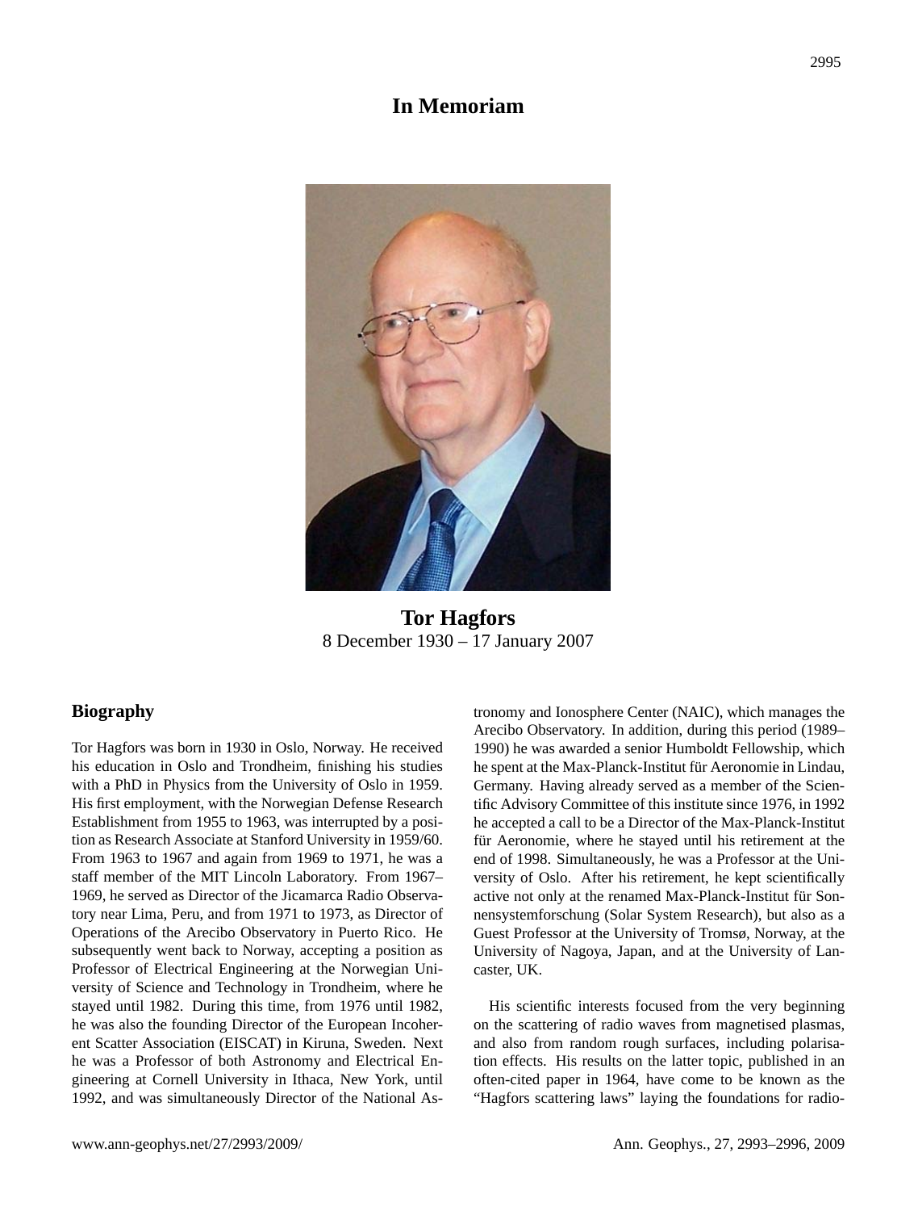# In Memoriam

**Tor Hagfors**
8 December 1930 – 17 January 2007

## Biography

Tor Hagfors was born in 1930 in Oslo, Norway. He received his education in Oslo and Trondheim, finishing his studies with a PhD in Physics from the University of Oslo in 1959. His first employment, with the Norwegian Defense Research Establishment from 1955 to 1963, was interrupted by a position as Research Associate at Stanford University in 1959/60. From 1963 to 1967 and again from 1969 to 1971, he was a staff member of the MIT Lincoln Laboratory. From 1967–1969, he served as Director of the Jicamarca Radio Observatory near Lima, Peru, and from 1971 to 1973, as Director of Operations of the Arecibo Observatory in Puerto Rico. He subsequently went back to Norway, accepting a position as Professor of Electrical Engineering at the Norwegian University of Science and Technology in Trondheim, where he stayed until 1982. During this time, from 1976 until 1982, he was also the founding Director of the European Incoherent Scatter Association (EISCAT) in Kiruna, Sweden. Next he was a Professor of both Astronomy and Electrical Engineering at Cornell University in Ithaca, New York, until 1992, and was simultaneously Director of the National Astronomy and Ionosphere Center (NAIC), which manages the Arecibo Observatory. In addition, during this period (1989–1990) he was awarded a senior Humboldt Fellowship, which he spent at the Max-Planck-Institut für Aeronomie in Lindau, Germany. Having already served as a member of the Scientific Advisory Committee of this institute since 1976, in 1992 he accepted a call to be a Director of the Max-Planck-Institut für Aeronomie, where he stayed until his retirement at the end of 1998. Simultaneously, he was a Professor at the University of Oslo. After his retirement, he kept scientifically active not only at the renamed Max-Planck-Institut für Sonnensystemforschung (Solar System Research), but also as a Guest Professor at the University of Tromsø, Norway, at the University of Nagoya, Japan, and at the University of Lancaster, UK.

His scientific interests focused from the very beginning on the scattering of radio waves from magnetised plasmas, and also from random rough surfaces, including polarisation effects. His results on the latter topic, published in an often-cited paper in 1964, have come to be known as the "Hagfors scattering laws" laying the foundations for radio-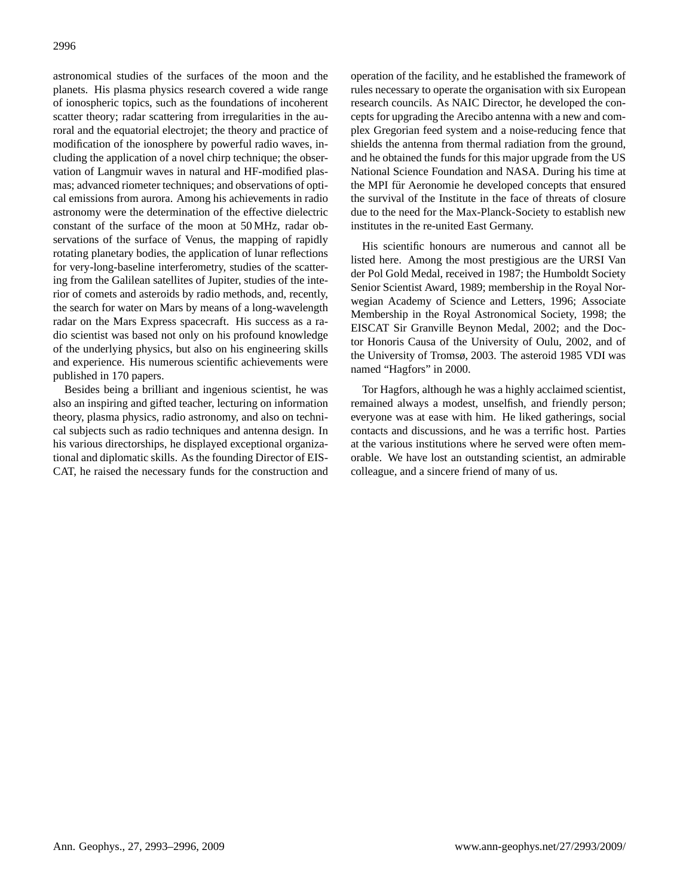astronomical studies of the surfaces of the moon and the planets. His plasma physics research covered a wide range of ionospheric topics, such as the foundations of incoherent scatter theory; radar scattering from irregularities in the auroral and the equatorial electrojet; the theory and practice of modification of the ionosphere by powerful radio waves, including the application of a novel chirp technique; the observation of Langmuir waves in natural and HF-modified plasmas; advanced riometer techniques; and observations of optical emissions from aurora. Among his achievements in radio astronomy were the determination of the effective dielectric constant of the surface of the moon at 50 MHz, radar observations of the surface of Venus, the mapping of rapidly rotating planetary bodies, the application of lunar reflections for very-long-baseline interferometry, studies of the scattering from the Galilean satellites of Jupiter, studies of the interior of comets and asteroids by radio methods, and, recently, the search for water on Mars by means of a long-wavelength radar on the Mars Express spacecraft. His success as a radio scientist was based not only on his profound knowledge of the underlying physics, but also on his engineering skills and experience. His numerous scientific achievements were published in 170 papers.

Besides being a brilliant and ingenious scientist, he was also an inspiring and gifted teacher, lecturing on information theory, plasma physics, radio astronomy, and also on technical subjects such as radio techniques and antenna design. In his various directorships, he displayed exceptional organizational and diplomatic skills. As the founding Director of EISCAT, he raised the necessary funds for the construction and operation of the facility, and he established the framework of rules necessary to operate the organisation with six European research councils. As NAIC Director, he developed the concepts for upgrading the Arecibo antenna with a new and complex Gregorian feed system and a noise-reducing fence that shields the antenna from thermal radiation from the ground, and he obtained the funds for this major upgrade from the US National Science Foundation and NASA. During his time at the MPI für Aeronomie he developed concepts that ensured the survival of the Institute in the face of threats of closure due to the need for the Max-Planck-Society to establish new institutes in the re-united East Germany.

His scientific honours are numerous and cannot all be listed here. Among the most prestigious are the URSI Van der Pol Gold Medal, received in 1987; the Humboldt Society Senior Scientist Award, 1989; membership in the Royal Norwegian Academy of Science and Letters, 1996; Associate Membership in the Royal Astronomical Society, 1998; the EISCAT Sir Granville Beynon Medal, 2002; and the Doctor Honoris Causa of the University of Oulu, 2002, and of the University of Tromsø, 2003. The asteroid 1985 VDI was named "Hagfors" in 2000.

Tor Hagfors, although he was a highly acclaimed scientist, remained always a modest, unselfish, and friendly person; everyone was at ease with him. He liked gatherings, social contacts and discussions, and he was a terrific host. Parties at the various institutions where he served were often memorable. We have lost an outstanding scientist, an admirable colleague, and a sincere friend of many of us.